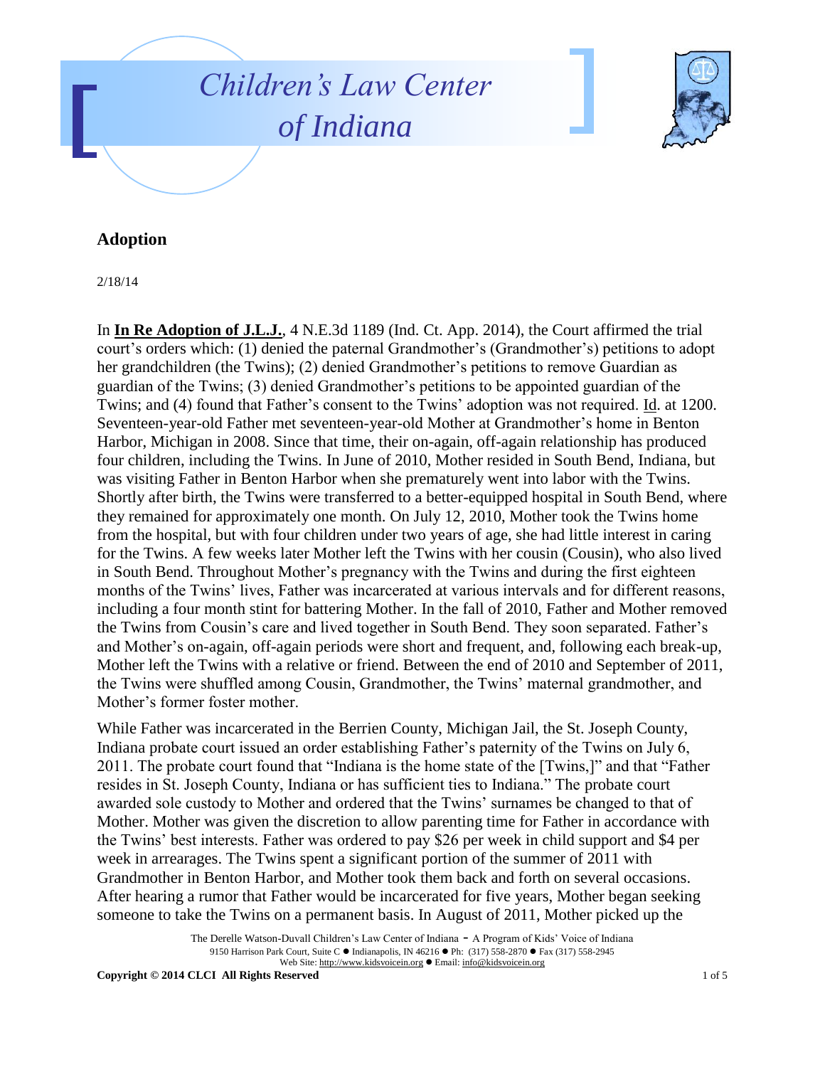# Children's Law Center of Indiana

## Adoption

2/18/14

In **In Re Adoption of J.L.J.**, 4 N.E.3d 1189 (Ind. Ct. App. 2014), the Court affirmed the trial court's orders which: (1) denied the paternal Grandmother's (Grandmother's) petitions to adopt her grandchildren (the Twins); (2) denied Grandmother's petitions to remove Guardian as guardian of the Twins; (3) denied Grandmother's petitions to be appointed guardian of the Twins; and (4) found that Father's consent to the Twins' adoption was not required. Id. at 1200. Seventeen-year-old Father met seventeen-year-old Mother at Grandmother's home in Benton Harbor, Michigan in 2008. Since that time, their on-again, off-again relationship has produced four children, including the Twins. In June of 2010, Mother resided in South Bend, Indiana, but was visiting Father in Benton Harbor when she prematurely went into labor with the Twins. Shortly after birth, the Twins were transferred to a better-equipped hospital in South Bend, where they remained for approximately one month. On July 12, 2010, Mother took the Twins home from the hospital, but with four children under two years of age, she had little interest in caring for the Twins. A few weeks later Mother left the Twins with her cousin (Cousin), who also lived in South Bend. Throughout Mother's pregnancy with the Twins and during the first eighteen months of the Twins' lives, Father was incarcerated at various intervals and for different reasons, including a four month stint for battering Mother. In the fall of 2010, Father and Mother removed the Twins from Cousin's care and lived together in South Bend. They soon separated. Father's and Mother's on-again, off-again periods were short and frequent, and, following each break-up, Mother left the Twins with a relative or friend. Between the end of 2010 and September of 2011, the Twins were shuffled among Cousin, Grandmother, the Twins' maternal grandmother, and Mother's former foster mother.

While Father was incarcerated in the Berrien County, Michigan Jail, the St. Joseph County, Indiana probate court issued an order establishing Father's paternity of the Twins on July 6, 2011. The probate court found that "Indiana is the home state of the [Twins,]" and that "Father resides in St. Joseph County, Indiana or has sufficient ties to Indiana." The probate court awarded sole custody to Mother and ordered that the Twins' surnames be changed to that of Mother. Mother was given the discretion to allow parenting time for Father in accordance with the Twins' best interests. Father was ordered to pay $26 per week in child support and $4 per week in arrearages. The Twins spent a significant portion of the summer of 2011 with Grandmother in Benton Harbor, and Mother took them back and forth on several occasions. After hearing a rumor that Father would be incarcerated for five years, Mother began seeking someone to take the Twins on a permanent basis. In August of 2011, Mother picked up the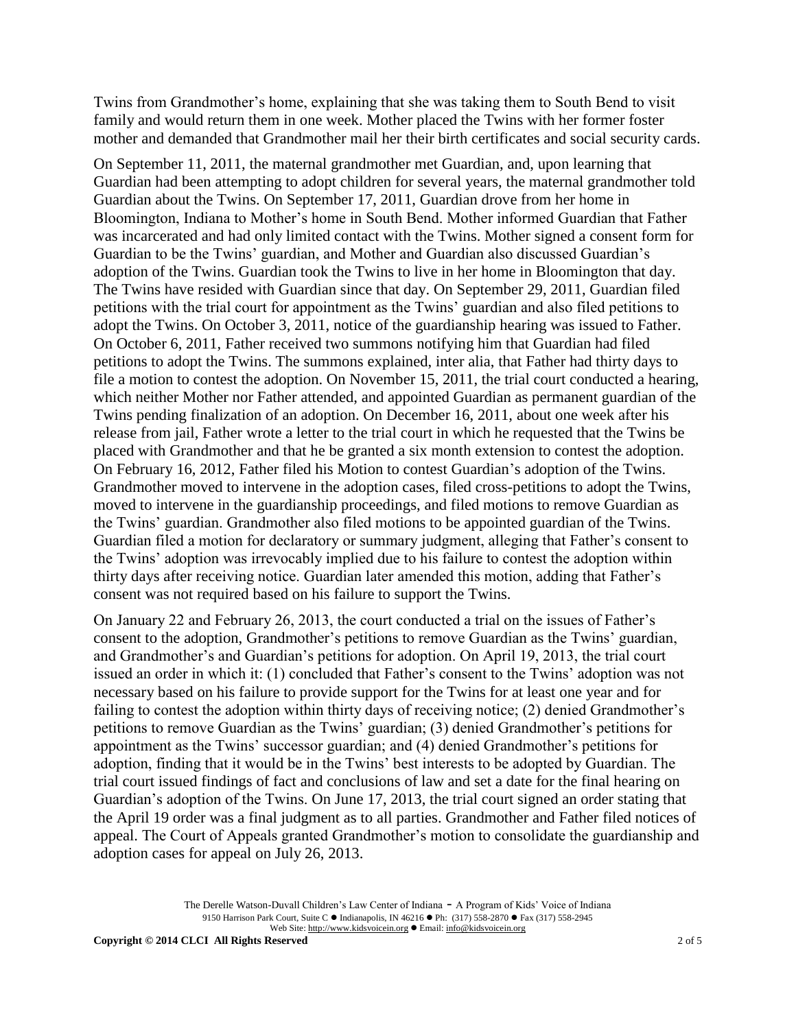Twins from Grandmother's home, explaining that she was taking them to South Bend to visit family and would return them in one week. Mother placed the Twins with her former foster mother and demanded that Grandmother mail her their birth certificates and social security cards.

On September 11, 2011, the maternal grandmother met Guardian, and, upon learning that Guardian had been attempting to adopt children for several years, the maternal grandmother told Guardian about the Twins. On September 17, 2011, Guardian drove from her home in Bloomington, Indiana to Mother's home in South Bend. Mother informed Guardian that Father was incarcerated and had only limited contact with the Twins. Mother signed a consent form for Guardian to be the Twins' guardian, and Mother and Guardian also discussed Guardian's adoption of the Twins. Guardian took the Twins to live in her home in Bloomington that day. The Twins have resided with Guardian since that day. On September 29, 2011, Guardian filed petitions with the trial court for appointment as the Twins' guardian and also filed petitions to adopt the Twins. On October 3, 2011, notice of the guardianship hearing was issued to Father. On October 6, 2011, Father received two summons notifying him that Guardian had filed petitions to adopt the Twins. The summons explained, inter alia, that Father had thirty days to file a motion to contest the adoption. On November 15, 2011, the trial court conducted a hearing, which neither Mother nor Father attended, and appointed Guardian as permanent guardian of the Twins pending finalization of an adoption. On December 16, 2011, about one week after his release from jail, Father wrote a letter to the trial court in which he requested that the Twins be placed with Grandmother and that he be granted a six month extension to contest the adoption. On February 16, 2012, Father filed his Motion to contest Guardian's adoption of the Twins. Grandmother moved to intervene in the adoption cases, filed cross-petitions to adopt the Twins, moved to intervene in the guardianship proceedings, and filed motions to remove Guardian as the Twins' guardian. Grandmother also filed motions to be appointed guardian of the Twins. Guardian filed a motion for declaratory or summary judgment, alleging that Father's consent to the Twins' adoption was irrevocably implied due to his failure to contest the adoption within thirty days after receiving notice. Guardian later amended this motion, adding that Father's consent was not required based on his failure to support the Twins.

On January 22 and February 26, 2013, the court conducted a trial on the issues of Father's consent to the adoption, Grandmother's petitions to remove Guardian as the Twins' guardian, and Grandmother's and Guardian's petitions for adoption. On April 19, 2013, the trial court issued an order in which it: (1) concluded that Father's consent to the Twins' adoption was not necessary based on his failure to provide support for the Twins for at least one year and for failing to contest the adoption within thirty days of receiving notice; (2) denied Grandmother's petitions to remove Guardian as the Twins' guardian; (3) denied Grandmother's petitions for appointment as the Twins' successor guardian; and (4) denied Grandmother's petitions for adoption, finding that it would be in the Twins' best interests to be adopted by Guardian. The trial court issued findings of fact and conclusions of law and set a date for the final hearing on Guardian's adoption of the Twins. On June 17, 2013, the trial court signed an order stating that the April 19 order was a final judgment as to all parties. Grandmother and Father filed notices of appeal. The Court of Appeals granted Grandmother's motion to consolidate the guardianship and adoption cases for appeal on July 26, 2013.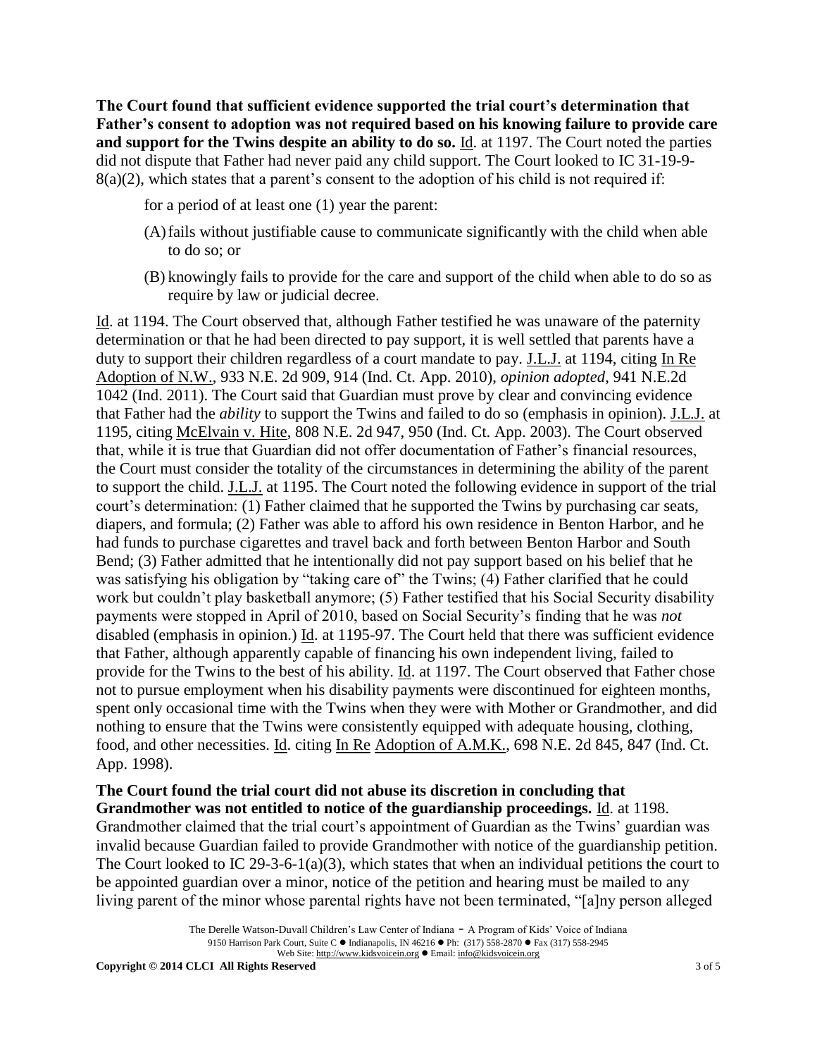**The Court found that sufficient evidence supported the trial court's determination that Father's consent to adoption was not required based on his knowing failure to provide care and support for the Twins despite an ability to do so.** Id. at 1197. The Court noted the parties did not dispute that Father had never paid any child support. The Court looked to IC 31-19-9-8(a)(2), which states that a parent's consent to the adoption of his child is not required if:

> for a period of at least one (1) year the parent:
>
> (A) fails without justifiable cause to communicate significantly with the child when able to do so; or
>
> (B) knowingly fails to provide for the care and support of the child when able to do so as require by law or judicial decree.

Id. at 1194. The Court observed that, although Father testified he was unaware of the paternity determination or that he had been directed to pay support, it is well settled that parents have a duty to support their children regardless of a court mandate to pay. J.L.J. at 1194, citing In Re Adoption of N.W., 933 N.E. 2d 909, 914 (Ind. Ct. App. 2010), *opinion adopted*, 941 N.E.2d 1042 (Ind. 2011). The Court said that Guardian must prove by clear and convincing evidence that Father had the *ability* to support the Twins and failed to do so (emphasis in opinion). J.L.J. at 1195, citing McElvain v. Hite, 808 N.E. 2d 947, 950 (Ind. Ct. App. 2003). The Court observed that, while it is true that Guardian did not offer documentation of Father's financial resources, the Court must consider the totality of the circumstances in determining the ability of the parent to support the child. J.L.J. at 1195. The Court noted the following evidence in support of the trial court's determination: (1) Father claimed that he supported the Twins by purchasing car seats, diapers, and formula; (2) Father was able to afford his own residence in Benton Harbor, and he had funds to purchase cigarettes and travel back and forth between Benton Harbor and South Bend; (3) Father admitted that he intentionally did not pay support based on his belief that he was satisfying his obligation by "taking care of" the Twins; (4) Father clarified that he could work but couldn't play basketball anymore; (5) Father testified that his Social Security disability payments were stopped in April of 2010, based on Social Security's finding that he was *not* disabled (emphasis in opinion.) Id. at 1195-97. The Court held that there was sufficient evidence that Father, although apparently capable of financing his own independent living, failed to provide for the Twins to the best of his ability. Id. at 1197. The Court observed that Father chose not to pursue employment when his disability payments were discontinued for eighteen months, spent only occasional time with the Twins when they were with Mother or Grandmother, and did nothing to ensure that the Twins were consistently equipped with adequate housing, clothing, food, and other necessities. Id. citing In Re Adoption of A.M.K., 698 N.E. 2d 845, 847 (Ind. Ct. App. 1998).

**The Court found the trial court did not abuse its discretion in concluding that Grandmother was not entitled to notice of the guardianship proceedings.** Id. at 1198. Grandmother claimed that the trial court's appointment of Guardian as the Twins' guardian was invalid because Guardian failed to provide Grandmother with notice of the guardianship petition. The Court looked to IC 29-3-6-1(a)(3), which states that when an individual petitions the court to be appointed guardian over a minor, notice of the petition and hearing must be mailed to any living parent of the minor whose parental rights have not been terminated, "[a]ny person alleged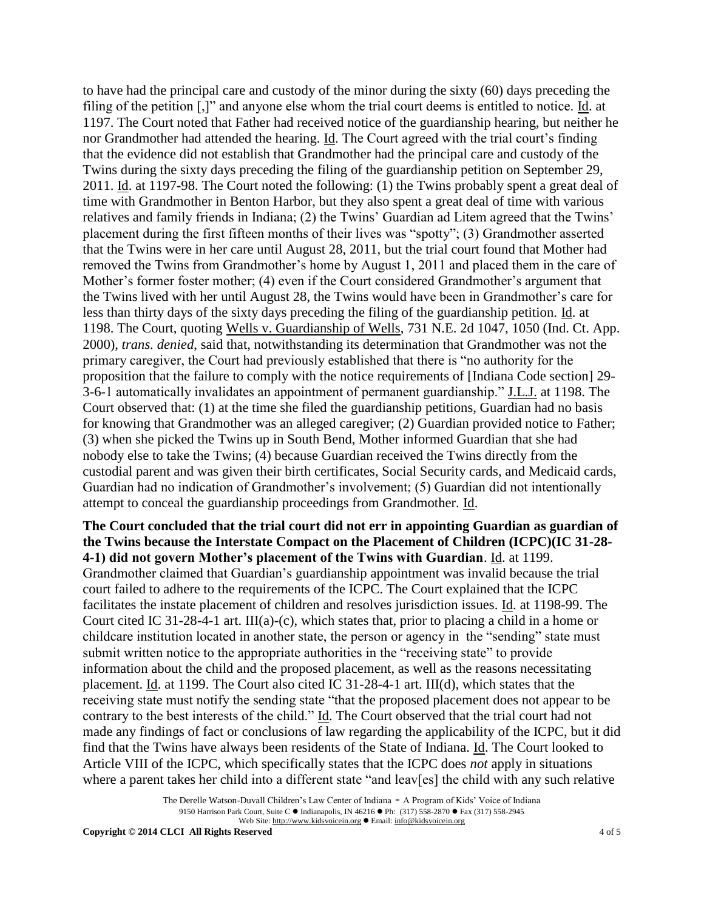to have had the principal care and custody of the minor during the sixty (60) days preceding the filing of the petition [,]" and anyone else whom the trial court deems is entitled to notice. Id. at 1197. The Court noted that Father had received notice of the guardianship hearing, but neither he nor Grandmother had attended the hearing. Id. The Court agreed with the trial court's finding that the evidence did not establish that Grandmother had the principal care and custody of the Twins during the sixty days preceding the filing of the guardianship petition on September 29, 2011. Id. at 1197-98. The Court noted the following: (1) the Twins probably spent a great deal of time with Grandmother in Benton Harbor, but they also spent a great deal of time with various relatives and family friends in Indiana; (2) the Twins' Guardian ad Litem agreed that the Twins' placement during the first fifteen months of their lives was "spotty"; (3) Grandmother asserted that the Twins were in her care until August 28, 2011, but the trial court found that Mother had removed the Twins from Grandmother's home by August 1, 2011 and placed them in the care of Mother's former foster mother; (4) even if the Court considered Grandmother's argument that the Twins lived with her until August 28, the Twins would have been in Grandmother's care for less than thirty days of the sixty days preceding the filing of the guardianship petition. Id. at 1198. The Court, quoting Wells v. Guardianship of Wells, 731 N.E. 2d 1047, 1050 (Ind. Ct. App. 2000), *trans. denied*, said that, notwithstanding its determination that Grandmother was not the primary caregiver, the Court had previously established that there is "no authority for the proposition that the failure to comply with the notice requirements of [Indiana Code section] 29-3-6-1 automatically invalidates an appointment of permanent guardianship." J.L.J. at 1198. The Court observed that: (1) at the time she filed the guardianship petitions, Guardian had no basis for knowing that Grandmother was an alleged caregiver; (2) Guardian provided notice to Father; (3) when she picked the Twins up in South Bend, Mother informed Guardian that she had nobody else to take the Twins; (4) because Guardian received the Twins directly from the custodial parent and was given their birth certificates, Social Security cards, and Medicaid cards, Guardian had no indication of Grandmother's involvement; (5) Guardian did not intentionally attempt to conceal the guardianship proceedings from Grandmother. Id.

**The Court concluded that the trial court did not err in appointing Guardian as guardian of the Twins because the Interstate Compact on the Placement of Children (ICPC)(IC 31-28-4-1) did not govern Mother's placement of the Twins with Guardian**. Id. at 1199. Grandmother claimed that Guardian's guardianship appointment was invalid because the trial court failed to adhere to the requirements of the ICPC. The Court explained that the ICPC facilitates the instate placement of children and resolves jurisdiction issues. Id. at 1198-99. The Court cited IC 31-28-4-1 art. III(a)-(c), which states that, prior to placing a child in a home or childcare institution located in another state, the person or agency in the "sending" state must submit written notice to the appropriate authorities in the "receiving state" to provide information about the child and the proposed placement, as well as the reasons necessitating placement. Id. at 1199. The Court also cited IC 31-28-4-1 art. III(d), which states that the receiving state must notify the sending state "that the proposed placement does not appear to be contrary to the best interests of the child." Id. The Court observed that the trial court had not made any findings of fact or conclusions of law regarding the applicability of the ICPC, but it did find that the Twins have always been residents of the State of Indiana. Id. The Court looked to Article VIII of the ICPC, which specifically states that the ICPC does *not* apply in situations where a parent takes her child into a different state "and leav[es] the child with any such relative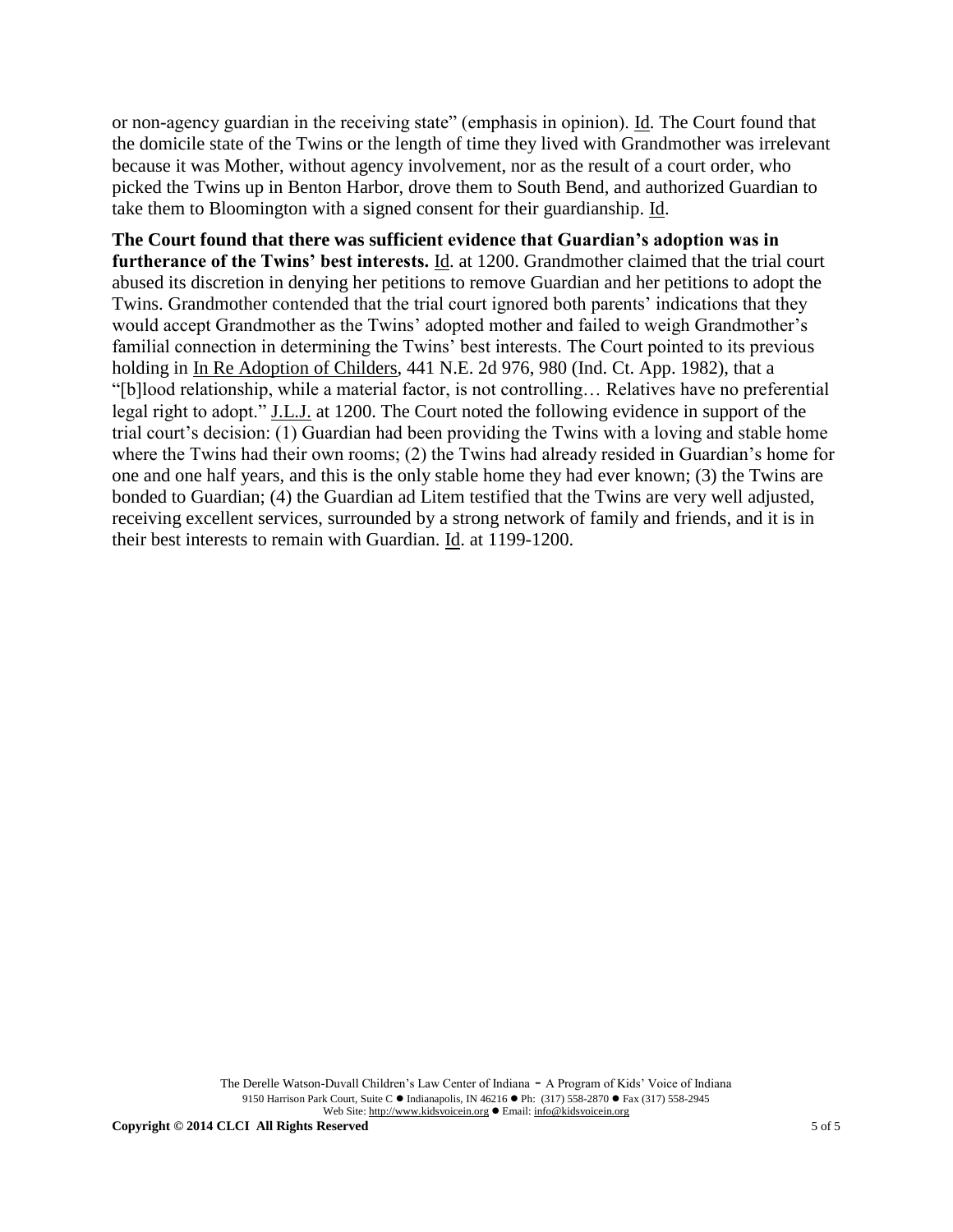or non-agency guardian in the receiving state" (emphasis in opinion). Id. The Court found that the domicile state of the Twins or the length of time they lived with Grandmother was irrelevant because it was Mother, without agency involvement, nor as the result of a court order, who picked the Twins up in Benton Harbor, drove them to South Bend, and authorized Guardian to take them to Bloomington with a signed consent for their guardianship. Id.

**The Court found that there was sufficient evidence that Guardian's adoption was in furtherance of the Twins' best interests.** Id. at 1200. Grandmother claimed that the trial court abused its discretion in denying her petitions to remove Guardian and her petitions to adopt the Twins. Grandmother contended that the trial court ignored both parents' indications that they would accept Grandmother as the Twins' adopted mother and failed to weigh Grandmother's familial connection in determining the Twins' best interests. The Court pointed to its previous holding in In Re Adoption of Childers, 441 N.E. 2d 976, 980 (Ind. Ct. App. 1982), that a "[b]lood relationship, while a material factor, is not controlling… Relatives have no preferential legal right to adopt." J.L.J. at 1200. The Court noted the following evidence in support of the trial court's decision: (1) Guardian had been providing the Twins with a loving and stable home where the Twins had their own rooms; (2) the Twins had already resided in Guardian's home for one and one half years, and this is the only stable home they had ever known; (3) the Twins are bonded to Guardian; (4) the Guardian ad Litem testified that the Twins are very well adjusted, receiving excellent services, surrounded by a strong network of family and friends, and it is in their best interests to remain with Guardian. Id. at 1199-1200.